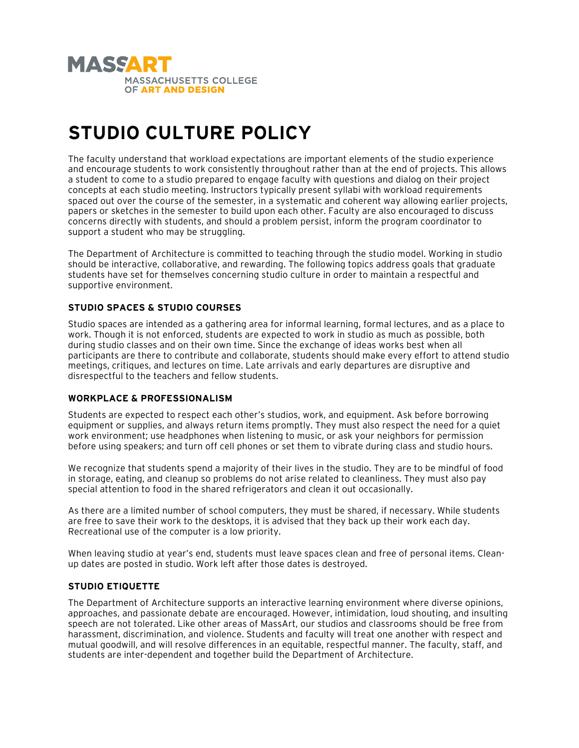MASSART
MASSACHUSETTS COLLEGE OF ART AND DESIGN

# STUDIO CULTURE POLICY

The faculty understand that workload expectations are important elements of the studio experience and encourage students to work consistently throughout rather than at the end of projects. This allows a student to come to a studio prepared to engage faculty with questions and dialog on their project concepts at each studio meeting. Instructors typically present syllabi with workload requirements spaced out over the course of the semester, in a systematic and coherent way allowing earlier projects, papers or sketches in the semester to build upon each other. Faculty are also encouraged to discuss concerns directly with students, and should a problem persist, inform the program coordinator to support a student who may be struggling.

The Department of Architecture is committed to teaching through the studio model. Working in studio should be interactive, collaborative, and rewarding. The following topics address goals that graduate students have set for themselves concerning studio culture in order to maintain a respectful and supportive environment.

### STUDIO SPACES & STUDIO COURSES

Studio spaces are intended as a gathering area for informal learning, formal lectures, and as a place to work. Though it is not enforced, students are expected to work in studio as much as possible, both during studio classes and on their own time. Since the exchange of ideas works best when all participants are there to contribute and collaborate, students should make every effort to attend studio meetings, critiques, and lectures on time. Late arrivals and early departures are disruptive and disrespectful to the teachers and fellow students.

### WORKPLACE & PROFESSIONALISM

Students are expected to respect each other's studios, work, and equipment. Ask before borrowing equipment or supplies, and always return items promptly. They must also respect the need for a quiet work environment; use headphones when listening to music, or ask your neighbors for permission before using speakers; and turn off cell phones or set them to vibrate during class and studio hours.

We recognize that students spend a majority of their lives in the studio. They are to be mindful of food in storage, eating, and cleanup so problems do not arise related to cleanliness. They must also pay special attention to food in the shared refrigerators and clean it out occasionally.

As there are a limited number of school computers, they must be shared, if necessary. While students are free to save their work to the desktops, it is advised that they back up their work each day. Recreational use of the computer is a low priority.

When leaving studio at year's end, students must leave spaces clean and free of personal items. Clean-up dates are posted in studio. Work left after those dates is destroyed.

### STUDIO ETIQUETTE

The Department of Architecture supports an interactive learning environment where diverse opinions, approaches, and passionate debate are encouraged. However, intimidation, loud shouting, and insulting speech are not tolerated. Like other areas of MassArt, our studios and classrooms should be free from harassment, discrimination, and violence. Students and faculty will treat one another with respect and mutual goodwill, and will resolve differences in an equitable, respectful manner. The faculty, staff, and students are inter-dependent and together build the Department of Architecture.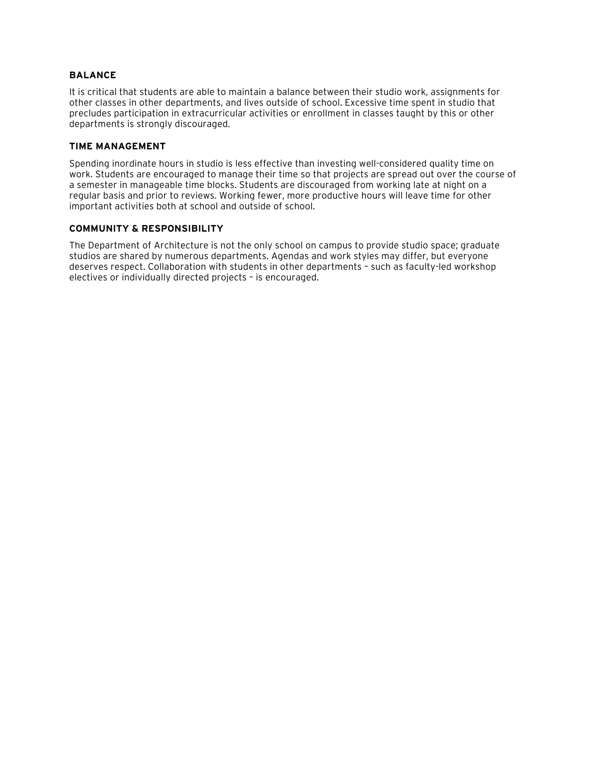## BALANCE

It is critical that students are able to maintain a balance between their studio work, assignments for other classes in other departments, and lives outside of school. Excessive time spent in studio that precludes participation in extracurricular activities or enrollment in classes taught by this or other departments is strongly discouraged.

## TIME MANAGEMENT

Spending inordinate hours in studio is less effective than investing well-considered quality time on work. Students are encouraged to manage their time so that projects are spread out over the course of a semester in manageable time blocks. Students are discouraged from working late at night on a regular basis and prior to reviews. Working fewer, more productive hours will leave time for other important activities both at school and outside of school.

## COMMUNITY & RESPONSIBILITY

The Department of Architecture is not the only school on campus to provide studio space; graduate studios are shared by numerous departments. Agendas and work styles may differ, but everyone deserves respect. Collaboration with students in other departments – such as faculty-led workshop electives or individually directed projects – is encouraged.